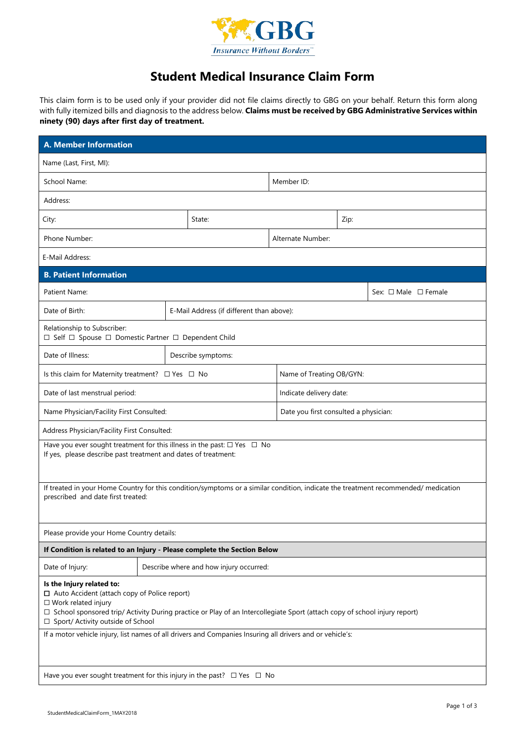GBG
*Insurance Without Borders*™

# Student Medical Insurance Claim Form

This claim form is to be used only if your provider did not file claims directly to GBG on your behalf. Return this form along with fully itemized bills and diagnosis to the address below. **Claims must be received by GBG Administrative Services within ninety (90) days after first day of treatment.**

## A. Member Information

| | | |
|---|---|---|
| Name (Last, First, MI): | | |
| School Name: | Member ID: | |
| Address: | | |
| City: | State: | Zip: |
| Phone Number: | Alternate Number: | |
| E-Mail Address: | | |

## B. Patient Information

| | |
|---|---|
| Patient Name: | Sex: ☐ Male ☐ Female |
| Date of Birth: | E-Mail Address (if different than above): |
| Relationship to Subscriber: ☐ Self ☐ Spouse ☐ Domestic Partner ☐ Dependent Child | |
| Date of Illness: | Describe symptoms: |
| Is this claim for Maternity treatment? ☐ Yes ☐ No | Name of Treating OB/GYN: |
| Date of last menstrual period: | Indicate delivery date: |
| Name Physician/Facility First Consulted: | Date you first consulted a physician: |
| Address Physician/Facility First Consulted: | |
| Have you ever sought treatment for this illness in the past: ☐ Yes ☐ No<br>If yes, please describe past treatment and dates of treatment: | |
| If treated in your Home Country for this condition/symptoms or a similar condition, indicate the treatment recommended/ medication prescribed and date first treated: | |
| Please provide your Home Country details: | |

### If Condition is related to an Injury - Please complete the Section Below

| | |
|---|---|
| Date of Injury: | Describe where and how injury occurred: |
| **Is the Injury related to:**<br>☐ Auto Accident (attach copy of Police report)<br>☐ Work related injury<br>☐ School sponsored trip/ Activity During practice or Play of an Intercollegiate Sport (attach copy of school injury report)<br>☐ Sport/ Activity outside of School | |
| If a motor vehicle injury, list names of all drivers and Companies Insuring all drivers and or vehicle's: | |
| Have you ever sought treatment for this injury in the past? ☐ Yes ☐ No | |

StudentMedicalClaimForm_1MAY2018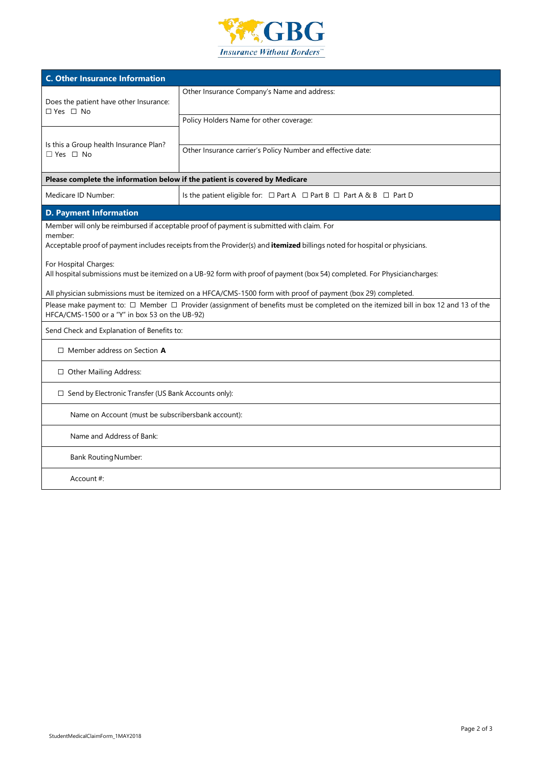## C. Other Insurance Information

| Does the patient have other Insurance: ☐ Yes ☐ No | Other Insurance Company's Name and address: |
|---|---|
| | Policy Holders Name for other coverage: |
| Is this a Group health Insurance Plan? ☐ Yes ☐ No | Other Insurance carrier's Policy Number and effective date: |

**Please complete the information below if the patient is covered by Medicare**

| Medicare ID Number: | Is the patient eligible for: ☐ Part A ☐ Part B ☐ Part A & B ☐ Part D |
|---|---|

## D. Payment Information

Member will only be reimbursed if acceptable proof of payment is submitted with claim. For member:
Acceptable proof of payment includes receipts from the Provider(s) and **itemized** billings noted for hospital or physicians.

For Hospital Charges:
All hospital submissions must be itemized on a UB-92 form with proof of payment (box 54) completed. For Physiciancharges:

All physician submissions must be itemized on a HFCA/CMS-1500 form with proof of payment (box 29) completed.

Please make payment to: ☐ Member ☐ Provider (assignment of benefits must be completed on the itemized bill in box 12 and 13 of the HFCA/CMS-1500 or a "Y" in box 53 on the UB-92)

Send Check and Explanation of Benefits to:

☐ Member address on Section **A**

☐ Other Mailing Address:

☐ Send by Electronic Transfer (US Bank Accounts only):

Name on Account (must be subscribersbank account):

Name and Address of Bank:

Bank Routing Number:

Account #:

StudentMedicalClaimForm_1MAY2018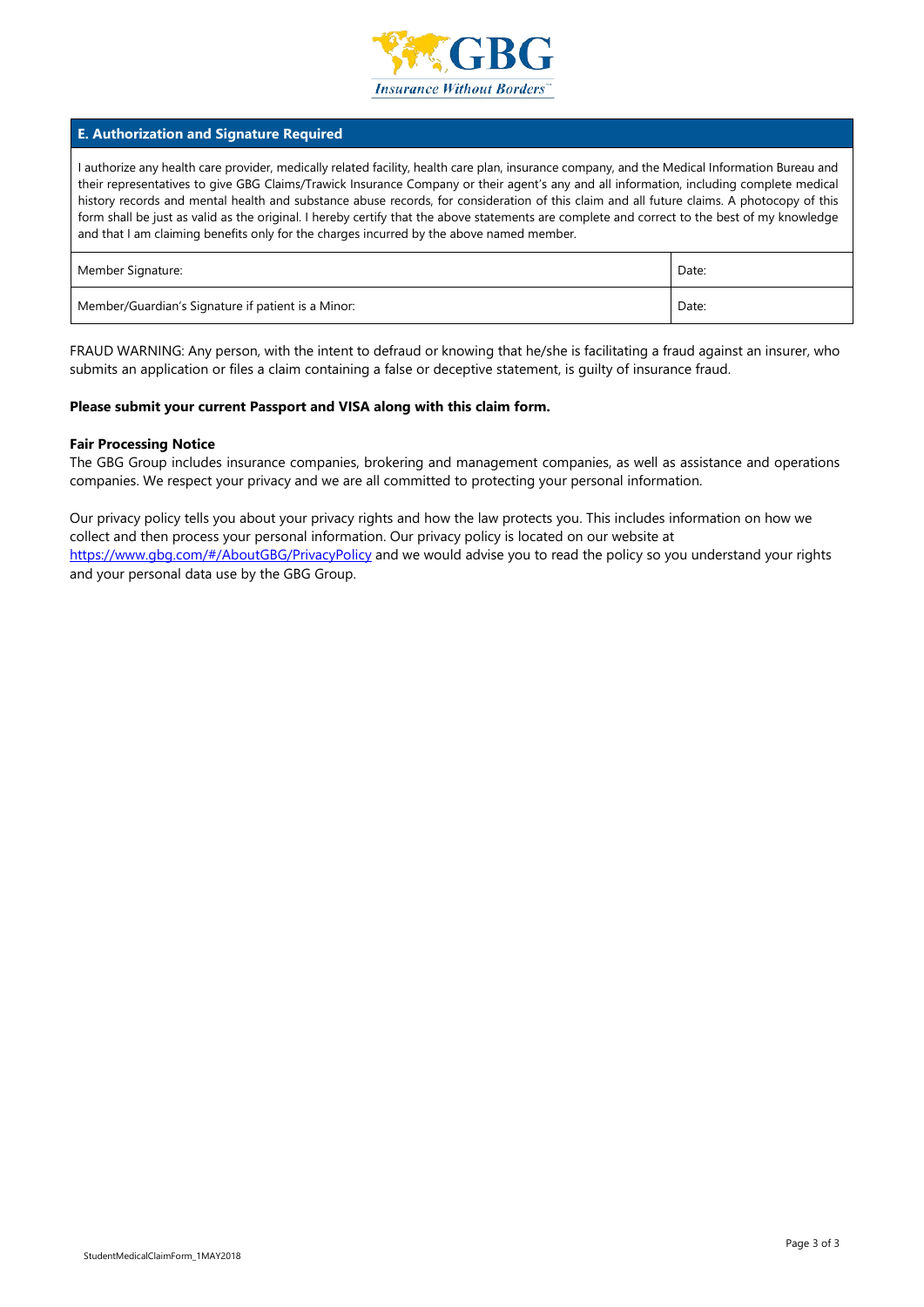## E. Authorization and Signature Required

I authorize any health care provider, medically related facility, health care plan, insurance company, and the Medical Information Bureau and their representatives to give GBG Claims/Trawick Insurance Company or their agent's any and all information, including complete medical history records and mental health and substance abuse records, for consideration of this claim and all future claims. A photocopy of this form shall be just as valid as the original. I hereby certify that the above statements are complete and correct to the best of my knowledge and that I am claiming benefits only for the charges incurred by the above named member.

| | |
|---|---|
| Member Signature: | Date: |
| Member/Guardian's Signature if patient is a Minor: | Date: |

FRAUD WARNING: Any person, with the intent to defraud or knowing that he/she is facilitating a fraud against an insurer, who submits an application or files a claim containing a false or deceptive statement, is guilty of insurance fraud.

**Please submit your current Passport and VISA along with this claim form.**

**Fair Processing Notice**

The GBG Group includes insurance companies, brokering and management companies, as well as assistance and operations companies. We respect your privacy and we are all committed to protecting your personal information.

Our privacy policy tells you about your privacy rights and how the law protects you. This includes information on how we collect and then process your personal information. Our privacy policy is located on our website at https://www.gbg.com/#/AboutGBG/PrivacyPolicy and we would advise you to read the policy so you understand your rights and your personal data use by the GBG Group.

StudentMedicalClaimForm_1MAY2018